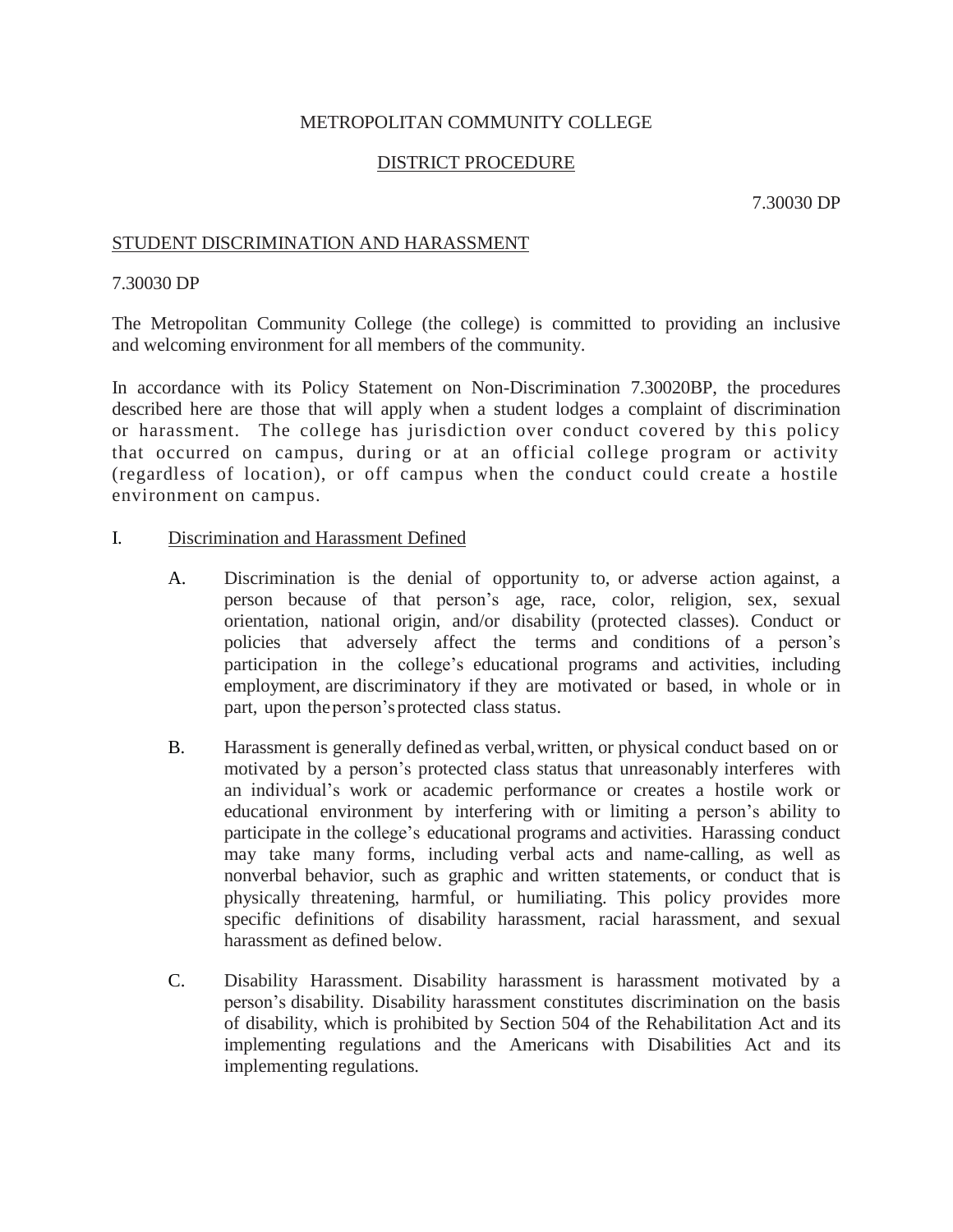METROPOLITAN COMMUNITY COLLEGE

DISTRICT PROCEDURE

7.30030 DP

## STUDENT DISCRIMINATION AND HARASSMENT

7.30030 DP

The Metropolitan Community College (the college) is committed to providing an inclusive and welcoming environment for all members of the community.

In accordance with its Policy Statement on Non-Discrimination 7.30020BP, the procedures described here are those that will apply when a student lodges a complaint of discrimination or harassment. The college has jurisdiction over conduct covered by this policy that occurred on campus, during or at an official college program or activity (regardless of location), or off campus when the conduct could create a hostile environment on campus.

I. Discrimination and Harassment Defined

A. Discrimination is the denial of opportunity to, or adverse action against, a person because of that person's age, race, color, religion, sex, sexual orientation, national origin, and/or disability (protected classes). Conduct or policies that adversely affect the terms and conditions of a person's participation in the college's educational programs and activities, including employment, are discriminatory if they are motivated or based, in whole or in part, upon the person's protected class status.

B. Harassment is generally defined as verbal, written, or physical conduct based on or motivated by a person's protected class status that unreasonably interferes with an individual's work or academic performance or creates a hostile work or educational environment by interfering with or limiting a person's ability to participate in the college's educational programs and activities. Harassing conduct may take many forms, including verbal acts and name-calling, as well as nonverbal behavior, such as graphic and written statements, or conduct that is physically threatening, harmful, or humiliating. This policy provides more specific definitions of disability harassment, racial harassment, and sexual harassment as defined below.

C. Disability Harassment. Disability harassment is harassment motivated by a person's disability. Disability harassment constitutes discrimination on the basis of disability, which is prohibited by Section 504 of the Rehabilitation Act and its implementing regulations and the Americans with Disabilities Act and its implementing regulations.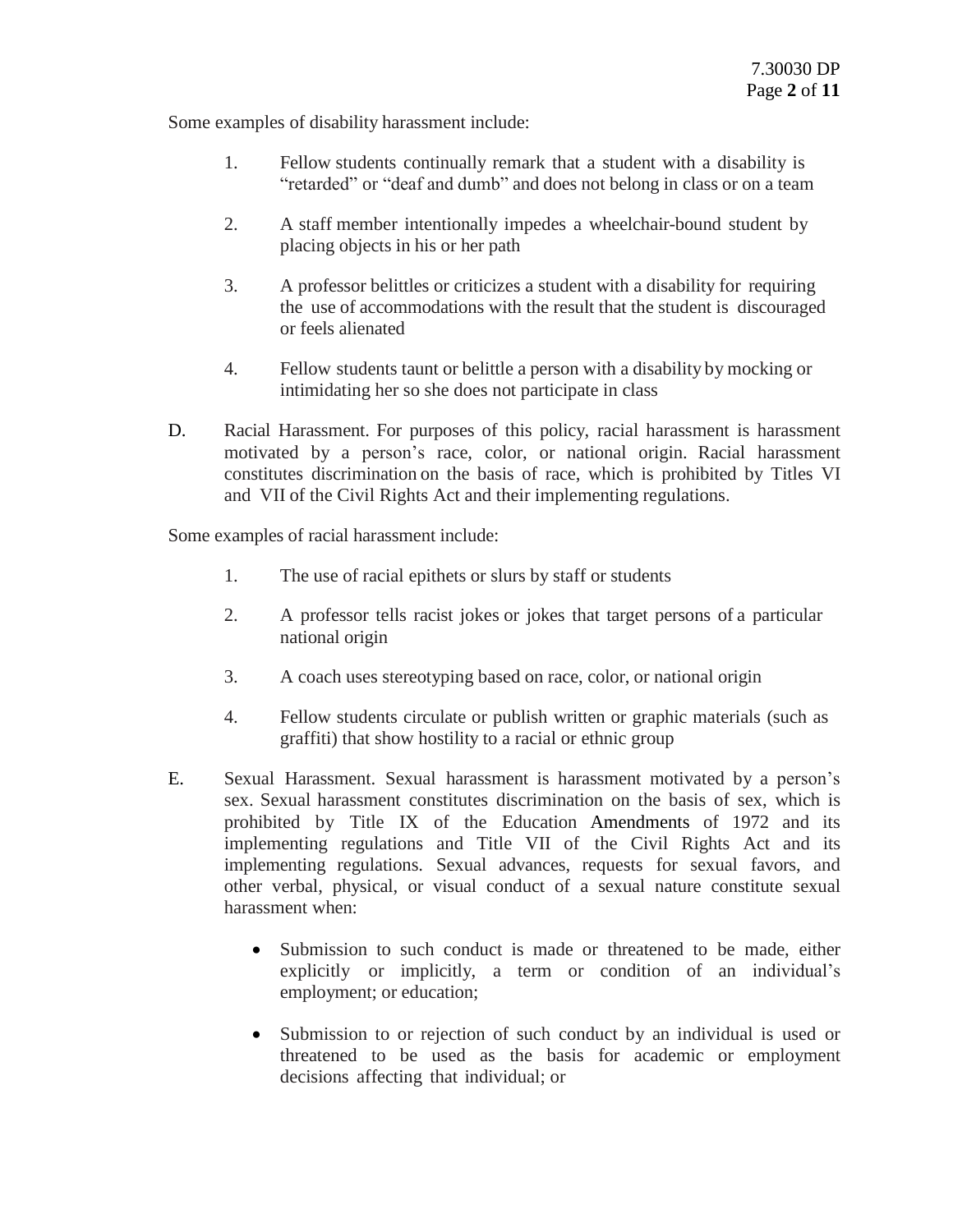Some examples of disability harassment include:

1. Fellow students continually remark that a student with a disability is "retarded" or "deaf and dumb" and does not belong in class or on a team

2. A staff member intentionally impedes a wheelchair-bound student by placing objects in his or her path

3. A professor belittles or criticizes a student with a disability for requiring the use of accommodations with the result that the student is discouraged or feels alienated

4. Fellow students taunt or belittle a person with a disability by mocking or intimidating her so she does not participate in class

D. Racial Harassment. For purposes of this policy, racial harassment is harassment motivated by a person's race, color, or national origin. Racial harassment constitutes discrimination on the basis of race, which is prohibited by Titles VI and VII of the Civil Rights Act and their implementing regulations.

Some examples of racial harassment include:

1. The use of racial epithets or slurs by staff or students

2. A professor tells racist jokes or jokes that target persons of a particular national origin

3. A coach uses stereotyping based on race, color, or national origin

4. Fellow students circulate or publish written or graphic materials (such as graffiti) that show hostility to a racial or ethnic group

E. Sexual Harassment. Sexual harassment is harassment motivated by a person's sex. Sexual harassment constitutes discrimination on the basis of sex, which is prohibited by Title IX of the Education Amendments of 1972 and its implementing regulations and Title VII of the Civil Rights Act and its implementing regulations. Sexual advances, requests for sexual favors, and other verbal, physical, or visual conduct of a sexual nature constitute sexual harassment when:

- Submission to such conduct is made or threatened to be made, either explicitly or implicitly, a term or condition of an individual's employment; or education;

- Submission to or rejection of such conduct by an individual is used or threatened to be used as the basis for academic or employment decisions affecting that individual; or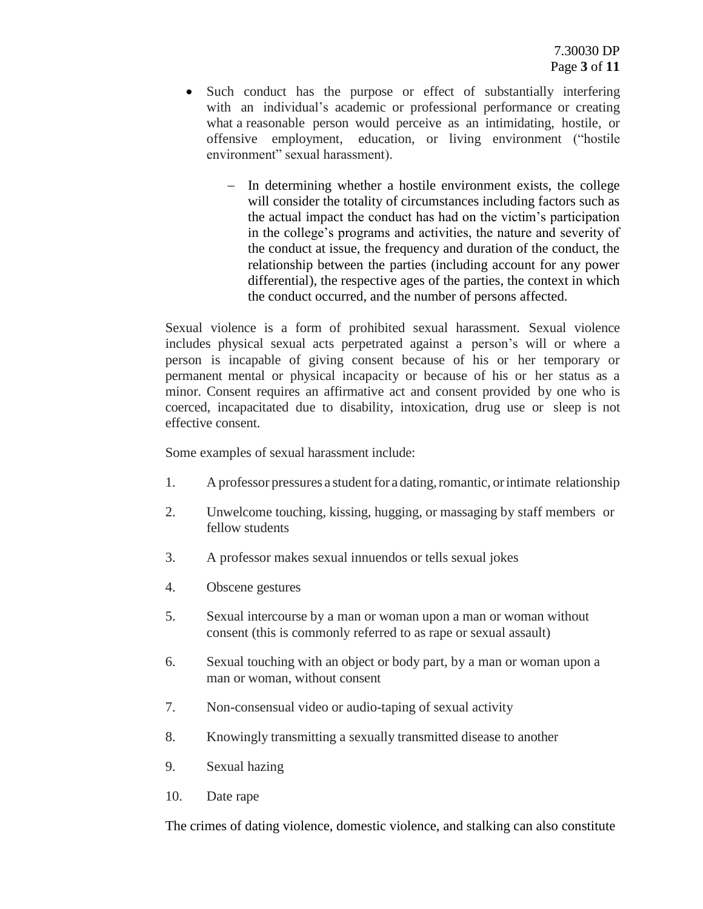- Such conduct has the purpose or effect of substantially interfering with an individual's academic or professional performance or creating what a reasonable person would perceive as an intimidating, hostile, or offensive employment, education, or living environment ("hostile environment" sexual harassment).
  - In determining whether a hostile environment exists, the college will consider the totality of circumstances including factors such as the actual impact the conduct has had on the victim's participation in the college's programs and activities, the nature and severity of the conduct at issue, the frequency and duration of the conduct, the relationship between the parties (including account for any power differential), the respective ages of the parties, the context in which the conduct occurred, and the number of persons affected.

Sexual violence is a form of prohibited sexual harassment. Sexual violence includes physical sexual acts perpetrated against a person's will or where a person is incapable of giving consent because of his or her temporary or permanent mental or physical incapacity or because of his or her status as a minor. Consent requires an affirmative act and consent provided by one who is coerced, incapacitated due to disability, intoxication, drug use or sleep is not effective consent.

Some examples of sexual harassment include:

1. A professor pressures a student for a dating, romantic, or intimate relationship
2. Unwelcome touching, kissing, hugging, or massaging by staff members or fellow students
3. A professor makes sexual innuendos or tells sexual jokes
4. Obscene gestures
5. Sexual intercourse by a man or woman upon a man or woman without consent (this is commonly referred to as rape or sexual assault)
6. Sexual touching with an object or body part, by a man or woman upon a man or woman, without consent
7. Non-consensual video or audio-taping of sexual activity
8. Knowingly transmitting a sexually transmitted disease to another
9. Sexual hazing
10. Date rape

The crimes of dating violence, domestic violence, and stalking can also constitute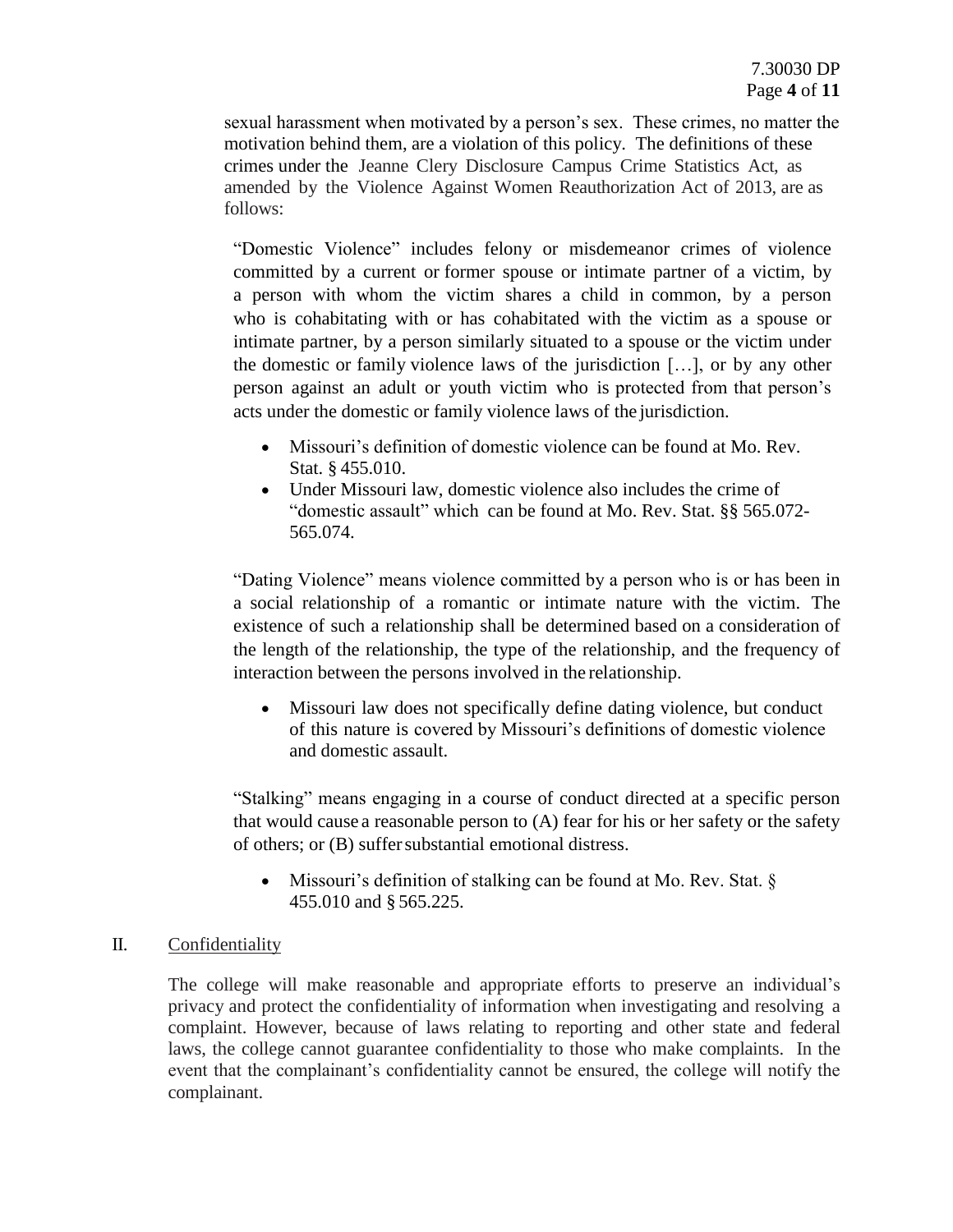sexual harassment when motivated by a person's sex. These crimes, no matter the motivation behind them, are a violation of this policy. The definitions of these crimes under the Jeanne Clery Disclosure Campus Crime Statistics Act, as amended by the Violence Against Women Reauthorization Act of 2013, are as follows:

"Domestic Violence" includes felony or misdemeanor crimes of violence committed by a current or former spouse or intimate partner of a victim, by a person with whom the victim shares a child in common, by a person who is cohabitating with or has cohabitated with the victim as a spouse or intimate partner, by a person similarly situated to a spouse or the victim under the domestic or family violence laws of the jurisdiction […], or by any other person against an adult or youth victim who is protected from that person's acts under the domestic or family violence laws of the jurisdiction.

- Missouri's definition of domestic violence can be found at Mo. Rev. Stat. § 455.010.
- Under Missouri law, domestic violence also includes the crime of "domestic assault" which can be found at Mo. Rev. Stat. §§ 565.072-565.074.

"Dating Violence" means violence committed by a person who is or has been in a social relationship of a romantic or intimate nature with the victim. The existence of such a relationship shall be determined based on a consideration of the length of the relationship, the type of the relationship, and the frequency of interaction between the persons involved in the relationship.

- Missouri law does not specifically define dating violence, but conduct of this nature is covered by Missouri's definitions of domestic violence and domestic assault.

"Stalking" means engaging in a course of conduct directed at a specific person that would cause a reasonable person to (A) fear for his or her safety or the safety of others; or (B) suffer substantial emotional distress.

- Missouri's definition of stalking can be found at Mo. Rev. Stat. § 455.010 and § 565.225.

## II. Confidentiality

The college will make reasonable and appropriate efforts to preserve an individual's privacy and protect the confidentiality of information when investigating and resolving a complaint. However, because of laws relating to reporting and other state and federal laws, the college cannot guarantee confidentiality to those who make complaints. In the event that the complainant's confidentiality cannot be ensured, the college will notify the complainant.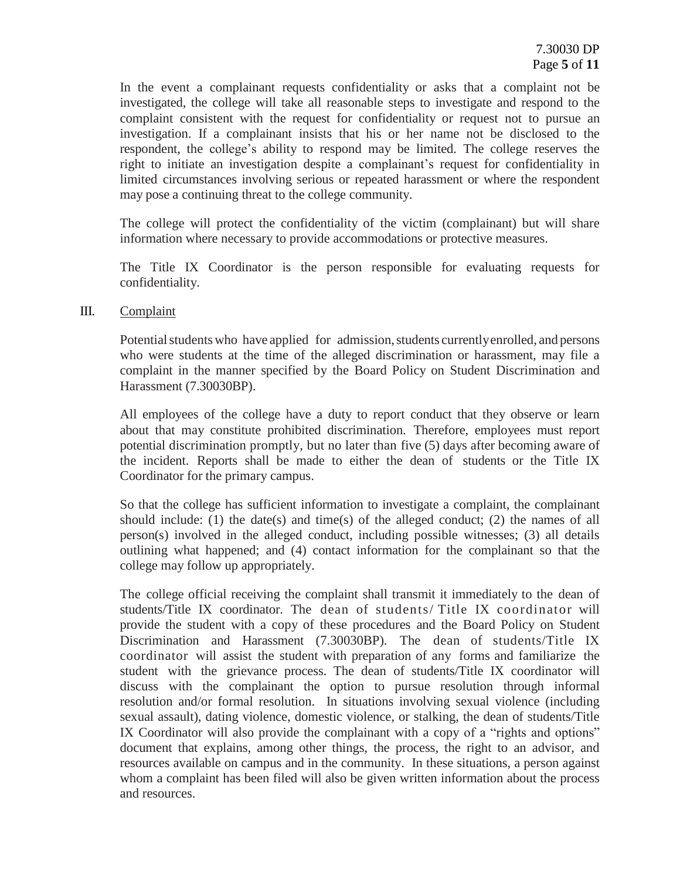In the event a complainant requests confidentiality or asks that a complaint not be investigated, the college will take all reasonable steps to investigate and respond to the complaint consistent with the request for confidentiality or request not to pursue an investigation. If a complainant insists that his or her name not be disclosed to the respondent, the college's ability to respond may be limited. The college reserves the right to initiate an investigation despite a complainant's request for confidentiality in limited circumstances involving serious or repeated harassment or where the respondent may pose a continuing threat to the college community.

The college will protect the confidentiality of the victim (complainant) but will share information where necessary to provide accommodations or protective measures.

The Title IX Coordinator is the person responsible for evaluating requests for confidentiality.

## III. Complaint

Potential students who have applied for admission, students currently enrolled, and persons who were students at the time of the alleged discrimination or harassment, may file a complaint in the manner specified by the Board Policy on Student Discrimination and Harassment (7.30030BP).

All employees of the college have a duty to report conduct that they observe or learn about that may constitute prohibited discrimination. Therefore, employees must report potential discrimination promptly, but no later than five (5) days after becoming aware of the incident. Reports shall be made to either the dean of students or the Title IX Coordinator for the primary campus.

So that the college has sufficient information to investigate a complaint, the complainant should include: (1) the date(s) and time(s) of the alleged conduct; (2) the names of all person(s) involved in the alleged conduct, including possible witnesses; (3) all details outlining what happened; and (4) contact information for the complainant so that the college may follow up appropriately.

The college official receiving the complaint shall transmit it immediately to the dean of students/Title IX coordinator. The dean of students/ Title IX coordinator will provide the student with a copy of these procedures and the Board Policy on Student Discrimination and Harassment (7.30030BP). The dean of students/Title IX coordinator will assist the student with preparation of any forms and familiarize the student with the grievance process. The dean of students/Title IX coordinator will discuss with the complainant the option to pursue resolution through informal resolution and/or formal resolution. In situations involving sexual violence (including sexual assault), dating violence, domestic violence, or stalking, the dean of students/Title IX Coordinator will also provide the complainant with a copy of a "rights and options" document that explains, among other things, the process, the right to an advisor, and resources available on campus and in the community. In these situations, a person against whom a complaint has been filed will also be given written information about the process and resources.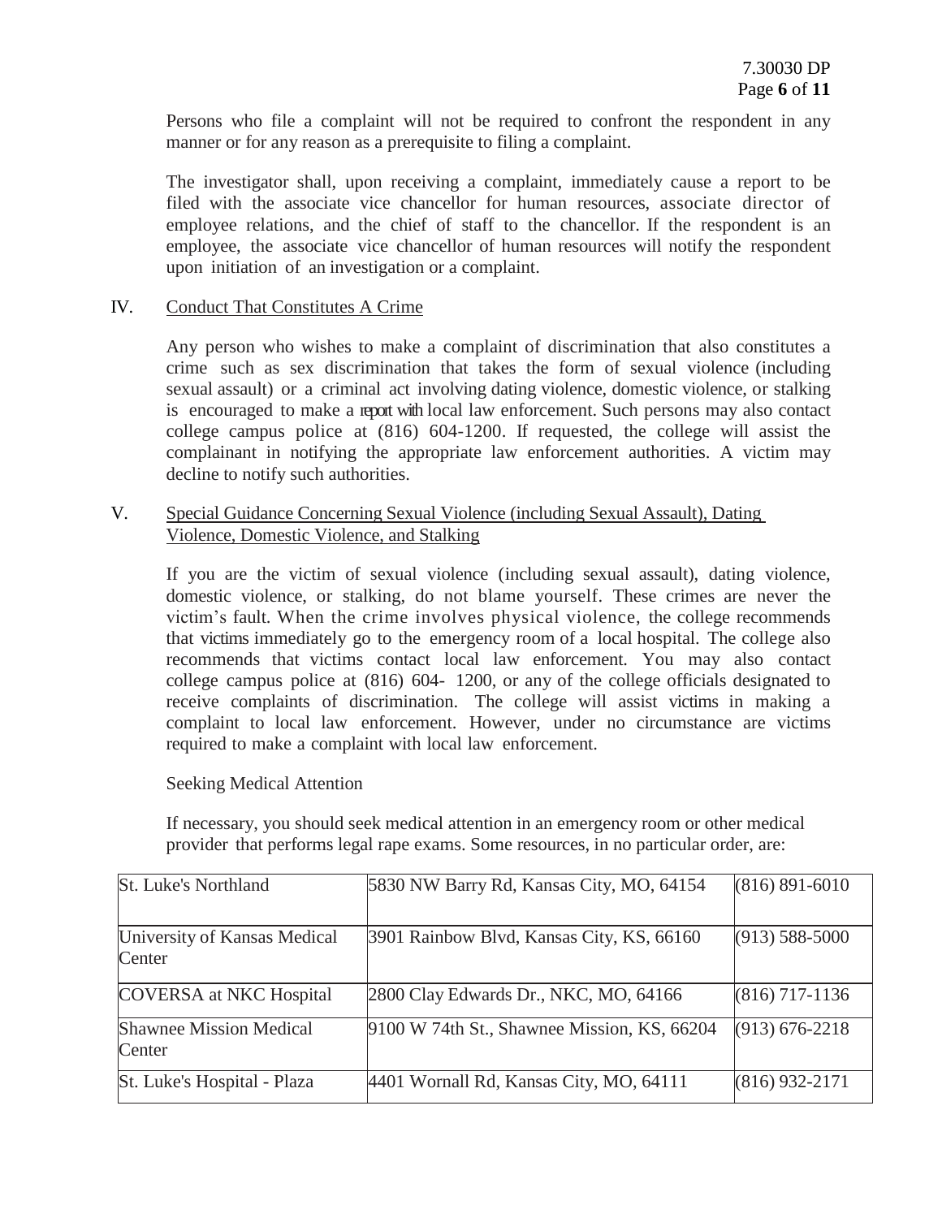Persons who file a complaint will not be required to confront the respondent in any manner or for any reason as a prerequisite to filing a complaint.

The investigator shall, upon receiving a complaint, immediately cause a report to be filed with the associate vice chancellor for human resources, associate director of employee relations, and the chief of staff to the chancellor. If the respondent is an employee, the associate vice chancellor of human resources will notify the respondent upon initiation of an investigation or a complaint.

## IV. Conduct That Constitutes A Crime

Any person who wishes to make a complaint of discrimination that also constitutes a crime such as sex discrimination that takes the form of sexual violence (including sexual assault) or a criminal act involving dating violence, domestic violence, or stalking is encouraged to make a report with local law enforcement. Such persons may also contact college campus police at (816) 604-1200. If requested, the college will assist the complainant in notifying the appropriate law enforcement authorities. A victim may decline to notify such authorities.

## V. Special Guidance Concerning Sexual Violence (including Sexual Assault), Dating Violence, Domestic Violence, and Stalking

If you are the victim of sexual violence (including sexual assault), dating violence, domestic violence, or stalking, do not blame yourself. These crimes are never the victim's fault. When the crime involves physical violence, the college recommends that victims immediately go to the emergency room of a local hospital. The college also recommends that victims contact local law enforcement. You may also contact college campus police at (816) 604- 1200, or any of the college officials designated to receive complaints of discrimination. The college will assist victims in making a complaint to local law enforcement. However, under no circumstance are victims required to make a complaint with local law enforcement.

Seeking Medical Attention

If necessary, you should seek medical attention in an emergency room or other medical provider that performs legal rape exams. Some resources, in no particular order, are:

| St. Luke's Northland | 5830 NW Barry Rd, Kansas City, MO, 64154 | (816) 891-6010 |
|---|---|---|
| University of Kansas Medical Center | 3901 Rainbow Blvd, Kansas City, KS, 66160 | (913) 588-5000 |
| COVERSA at NKC Hospital | 2800 Clay Edwards Dr., NKC, MO, 64166 | (816) 717-1136 |
| Shawnee Mission Medical Center | 9100 W 74th St., Shawnee Mission, KS, 66204 | (913) 676-2218 |
| St. Luke's Hospital - Plaza | 4401 Wornall Rd, Kansas City, MO, 64111 | (816) 932-2171 |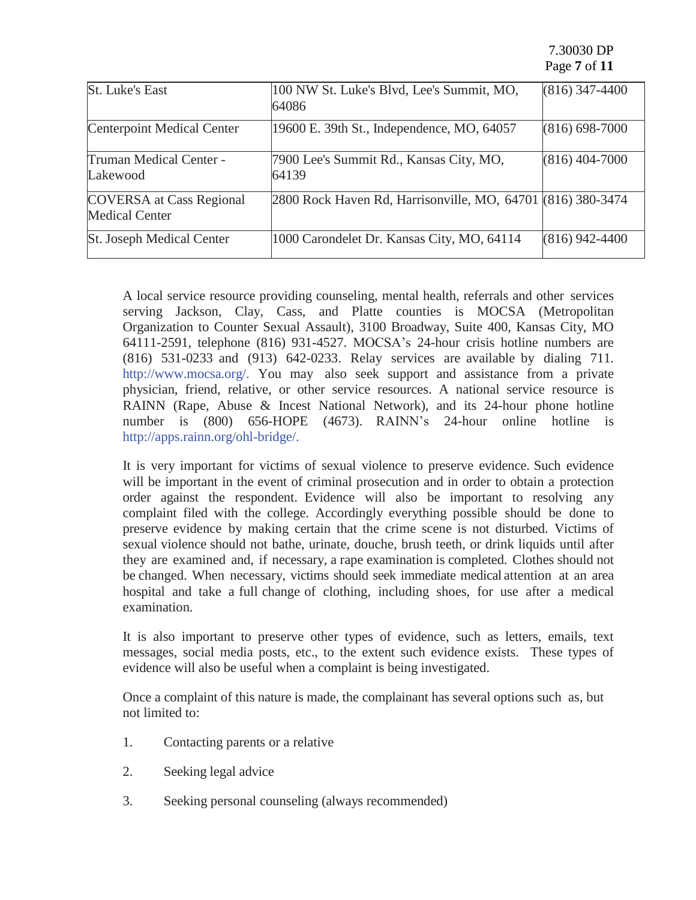| St. Luke's East | 100 NW St. Luke's Blvd, Lee's Summit, MO, 64086 | (816) 347-4400 |
|---|---|---|
| Centerpoint Medical Center | 19600 E. 39th St., Independence, MO, 64057 | (816) 698-7000 |
| Truman Medical Center - Lakewood | 7900 Lee's Summit Rd., Kansas City, MO, 64139 | (816) 404-7000 |
| COVERSA at Cass Regional Medical Center | 2800 Rock Haven Rd, Harrisonville, MO, 64701 | (816) 380-3474 |
| St. Joseph Medical Center | 1000 Carondelet Dr. Kansas City, MO, 64114 | (816) 942-4400 |

A local service resource providing counseling, mental health, referrals and other services serving Jackson, Clay, Cass, and Platte counties is MOCSA (Metropolitan Organization to Counter Sexual Assault), 3100 Broadway, Suite 400, Kansas City, MO 64111-2591, telephone (816) 931-4527. MOCSA's 24-hour crisis hotline numbers are (816) 531-0233 and (913) 642-0233. Relay services are available by dialing 711. http://www.mocsa.org/. You may also seek support and assistance from a private physician, friend, relative, or other service resources. A national service resource is RAINN (Rape, Abuse & Incest National Network), and its 24-hour phone hotline number is (800) 656-HOPE (4673). RAINN's 24-hour online hotline is http://apps.rainn.org/ohl-bridge/.

It is very important for victims of sexual violence to preserve evidence. Such evidence will be important in the event of criminal prosecution and in order to obtain a protection order against the respondent. Evidence will also be important to resolving any complaint filed with the college. Accordingly everything possible should be done to preserve evidence by making certain that the crime scene is not disturbed. Victims of sexual violence should not bathe, urinate, douche, brush teeth, or drink liquids until after they are examined and, if necessary, a rape examination is completed. Clothes should not be changed. When necessary, victims should seek immediate medical attention at an area hospital and take a full change of clothing, including shoes, for use after a medical examination.

It is also important to preserve other types of evidence, such as letters, emails, text messages, social media posts, etc., to the extent such evidence exists. These types of evidence will also be useful when a complaint is being investigated.

Once a complaint of this nature is made, the complainant has several options such as, but not limited to:

1. Contacting parents or a relative
2. Seeking legal advice
3. Seeking personal counseling (always recommended)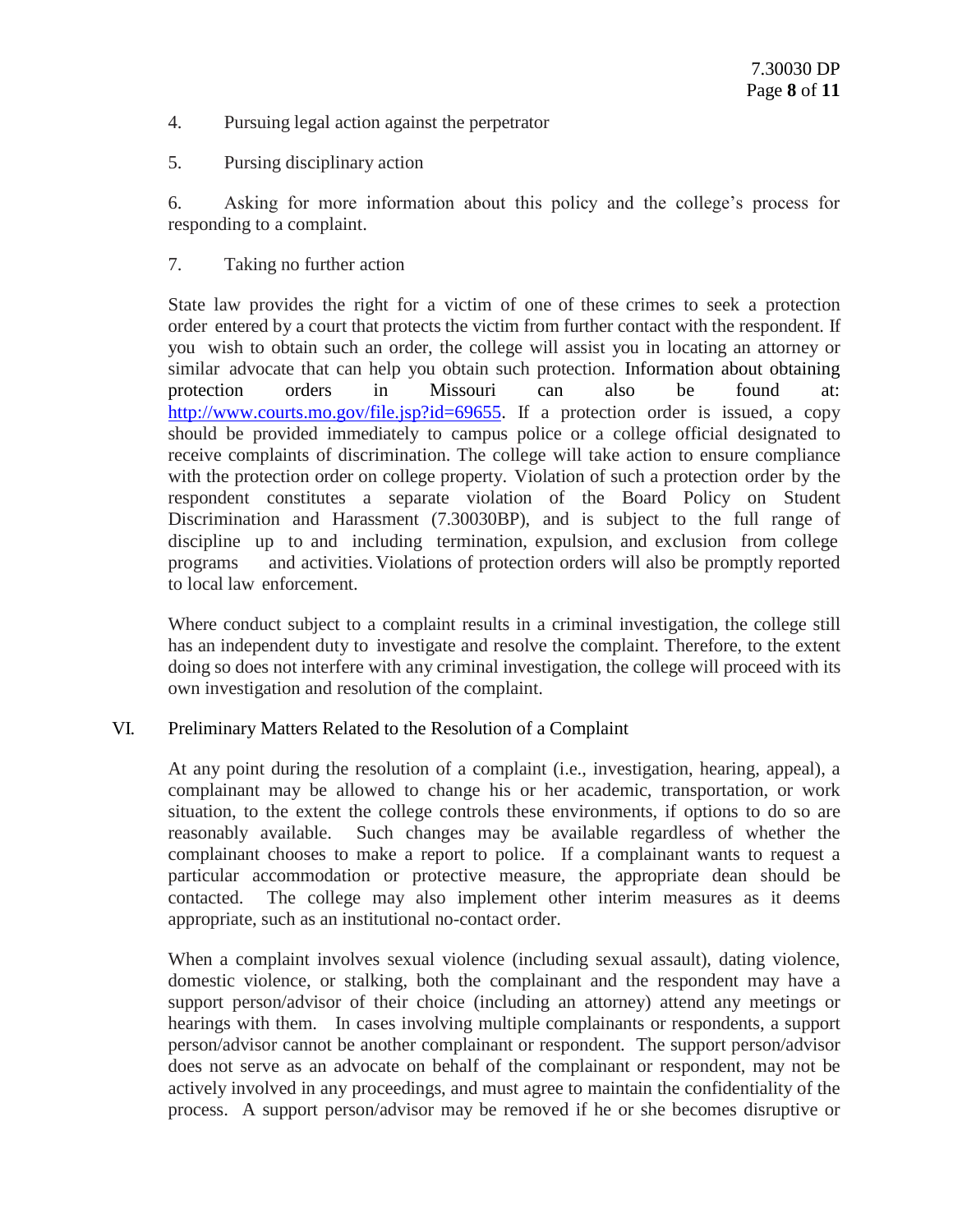4. Pursuing legal action against the perpetrator

5. Pursing disciplinary action

6. Asking for more information about this policy and the college's process for responding to a complaint.

7. Taking no further action

State law provides the right for a victim of one of these crimes to seek a protection order entered by a court that protects the victim from further contact with the respondent. If you wish to obtain such an order, the college will assist you in locating an attorney or similar advocate that can help you obtain such protection. Information about obtaining protection orders in Missouri can also be found at: http://www.courts.mo.gov/file.jsp?id=69655. If a protection order is issued, a copy should be provided immediately to campus police or a college official designated to receive complaints of discrimination. The college will take action to ensure compliance with the protection order on college property. Violation of such a protection order by the respondent constitutes a separate violation of the Board Policy on Student Discrimination and Harassment (7.30030BP), and is subject to the full range of discipline up to and including termination, expulsion, and exclusion from college programs and activities. Violations of protection orders will also be promptly reported to local law enforcement.

Where conduct subject to a complaint results in a criminal investigation, the college still has an independent duty to investigate and resolve the complaint. Therefore, to the extent doing so does not interfere with any criminal investigation, the college will proceed with its own investigation and resolution of the complaint.

## VI. Preliminary Matters Related to the Resolution of a Complaint

At any point during the resolution of a complaint (i.e., investigation, hearing, appeal), a complainant may be allowed to change his or her academic, transportation, or work situation, to the extent the college controls these environments, if options to do so are reasonably available. Such changes may be available regardless of whether the complainant chooses to make a report to police. If a complainant wants to request a particular accommodation or protective measure, the appropriate dean should be contacted. The college may also implement other interim measures as it deems appropriate, such as an institutional no-contact order.

When a complaint involves sexual violence (including sexual assault), dating violence, domestic violence, or stalking, both the complainant and the respondent may have a support person/advisor of their choice (including an attorney) attend any meetings or hearings with them. In cases involving multiple complainants or respondents, a support person/advisor cannot be another complainant or respondent. The support person/advisor does not serve as an advocate on behalf of the complainant or respondent, may not be actively involved in any proceedings, and must agree to maintain the confidentiality of the process. A support person/advisor may be removed if he or she becomes disruptive or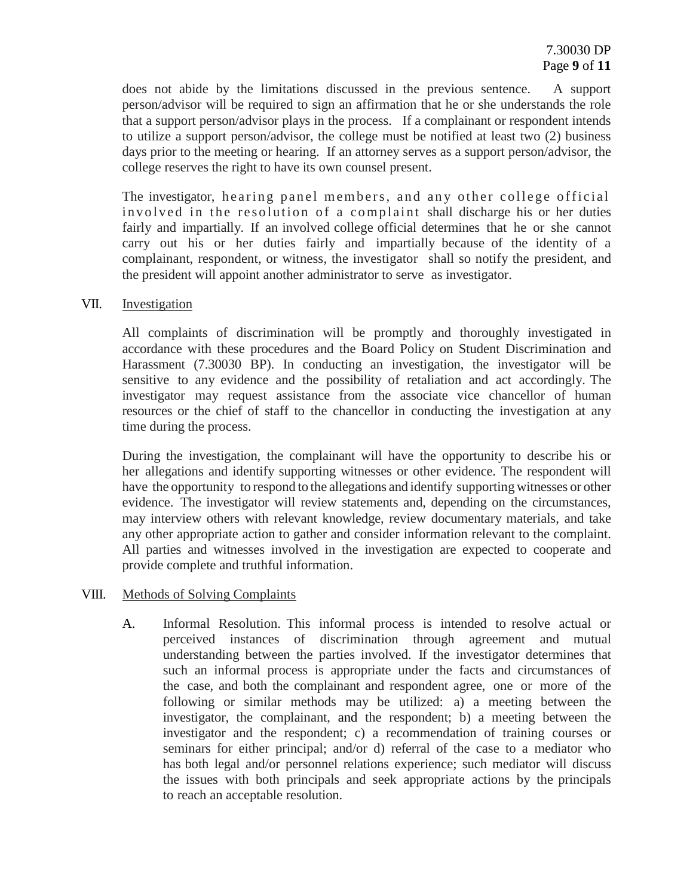does not abide by the limitations discussed in the previous sentence. A support person/advisor will be required to sign an affirmation that he or she understands the role that a support person/advisor plays in the process. If a complainant or respondent intends to utilize a support person/advisor, the college must be notified at least two (2) business days prior to the meeting or hearing. If an attorney serves as a support person/advisor, the college reserves the right to have its own counsel present.

The investigator, hearing panel members, and any other college official involved in the resolution of a complaint shall discharge his or her duties fairly and impartially. If an involved college official determines that he or she cannot carry out his or her duties fairly and impartially because of the identity of a complainant, respondent, or witness, the investigator shall so notify the president, and the president will appoint another administrator to serve as investigator.

## VII. Investigation

All complaints of discrimination will be promptly and thoroughly investigated in accordance with these procedures and the Board Policy on Student Discrimination and Harassment (7.30030 BP). In conducting an investigation, the investigator will be sensitive to any evidence and the possibility of retaliation and act accordingly. The investigator may request assistance from the associate vice chancellor of human resources or the chief of staff to the chancellor in conducting the investigation at any time during the process.

During the investigation, the complainant will have the opportunity to describe his or her allegations and identify supporting witnesses or other evidence. The respondent will have the opportunity to respond to the allegations and identify supporting witnesses or other evidence. The investigator will review statements and, depending on the circumstances, may interview others with relevant knowledge, review documentary materials, and take any other appropriate action to gather and consider information relevant to the complaint. All parties and witnesses involved in the investigation are expected to cooperate and provide complete and truthful information.

## VIII. Methods of Solving Complaints

A. Informal Resolution. This informal process is intended to resolve actual or perceived instances of discrimination through agreement and mutual understanding between the parties involved. If the investigator determines that such an informal process is appropriate under the facts and circumstances of the case, and both the complainant and respondent agree, one or more of the following or similar methods may be utilized: a) a meeting between the investigator, the complainant, and the respondent; b) a meeting between the investigator and the respondent; c) a recommendation of training courses or seminars for either principal; and/or d) referral of the case to a mediator who has both legal and/or personnel relations experience; such mediator will discuss the issues with both principals and seek appropriate actions by the principals to reach an acceptable resolution.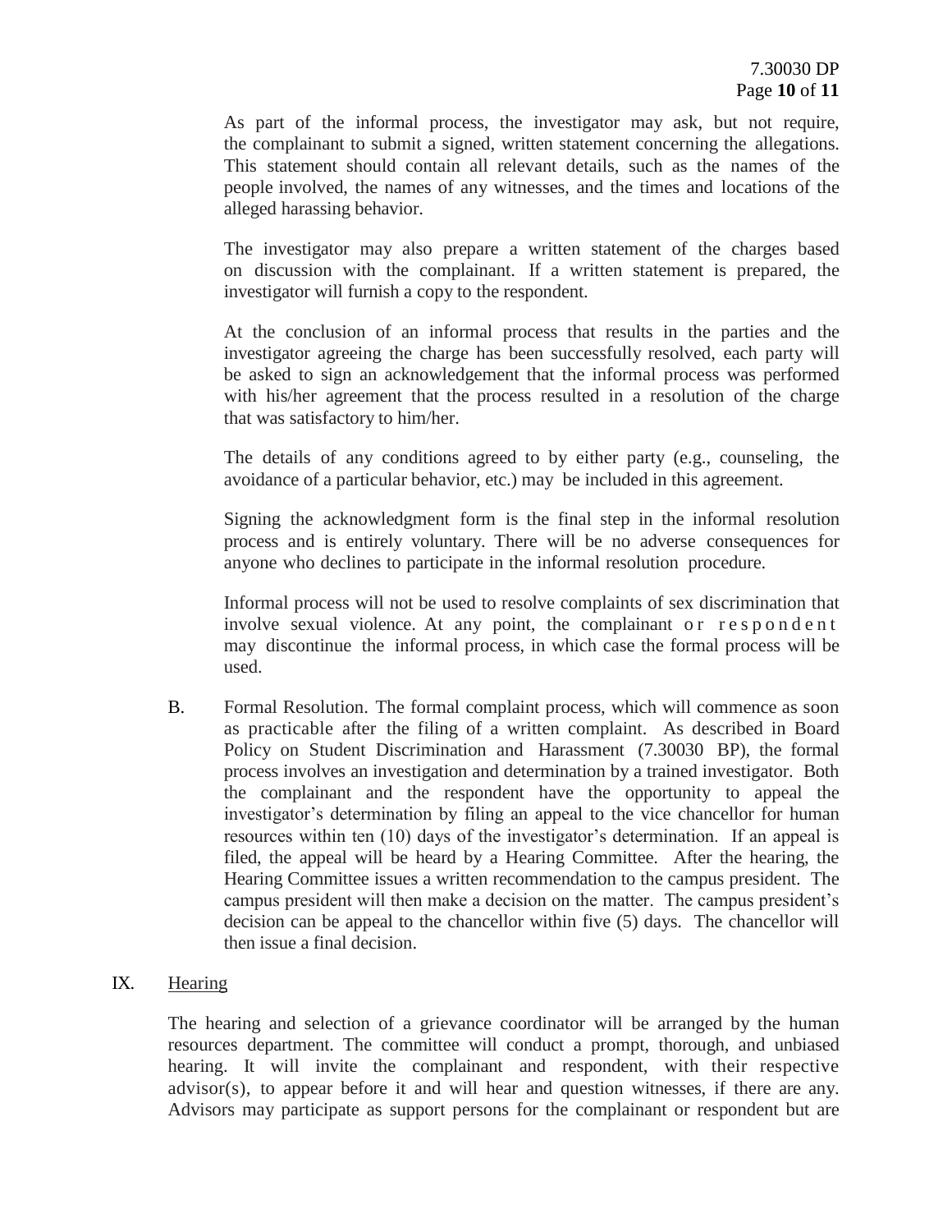As part of the informal process, the investigator may ask, but not require, the complainant to submit a signed, written statement concerning the allegations. This statement should contain all relevant details, such as the names of the people involved, the names of any witnesses, and the times and locations of the alleged harassing behavior.

The investigator may also prepare a written statement of the charges based on discussion with the complainant. If a written statement is prepared, the investigator will furnish a copy to the respondent.

At the conclusion of an informal process that results in the parties and the investigator agreeing the charge has been successfully resolved, each party will be asked to sign an acknowledgement that the informal process was performed with his/her agreement that the process resulted in a resolution of the charge that was satisfactory to him/her.

The details of any conditions agreed to by either party (e.g., counseling, the avoidance of a particular behavior, etc.) may be included in this agreement.

Signing the acknowledgment form is the final step in the informal resolution process and is entirely voluntary. There will be no adverse consequences for anyone who declines to participate in the informal resolution procedure.

Informal process will not be used to resolve complaints of sex discrimination that involve sexual violence. At any point, the complainant or respondent may discontinue the informal process, in which case the formal process will be used.

B. Formal Resolution. The formal complaint process, which will commence as soon as practicable after the filing of a written complaint. As described in Board Policy on Student Discrimination and Harassment (7.30030 BP), the formal process involves an investigation and determination by a trained investigator. Both the complainant and the respondent have the opportunity to appeal the investigator's determination by filing an appeal to the vice chancellor for human resources within ten (10) days of the investigator's determination. If an appeal is filed, the appeal will be heard by a Hearing Committee. After the hearing, the Hearing Committee issues a written recommendation to the campus president. The campus president will then make a decision on the matter. The campus president's decision can be appeal to the chancellor within five (5) days. The chancellor will then issue a final decision.

## IX. Hearing

The hearing and selection of a grievance coordinator will be arranged by the human resources department. The committee will conduct a prompt, thorough, and unbiased hearing. It will invite the complainant and respondent, with their respective advisor(s), to appear before it and will hear and question witnesses, if there are any. Advisors may participate as support persons for the complainant or respondent but are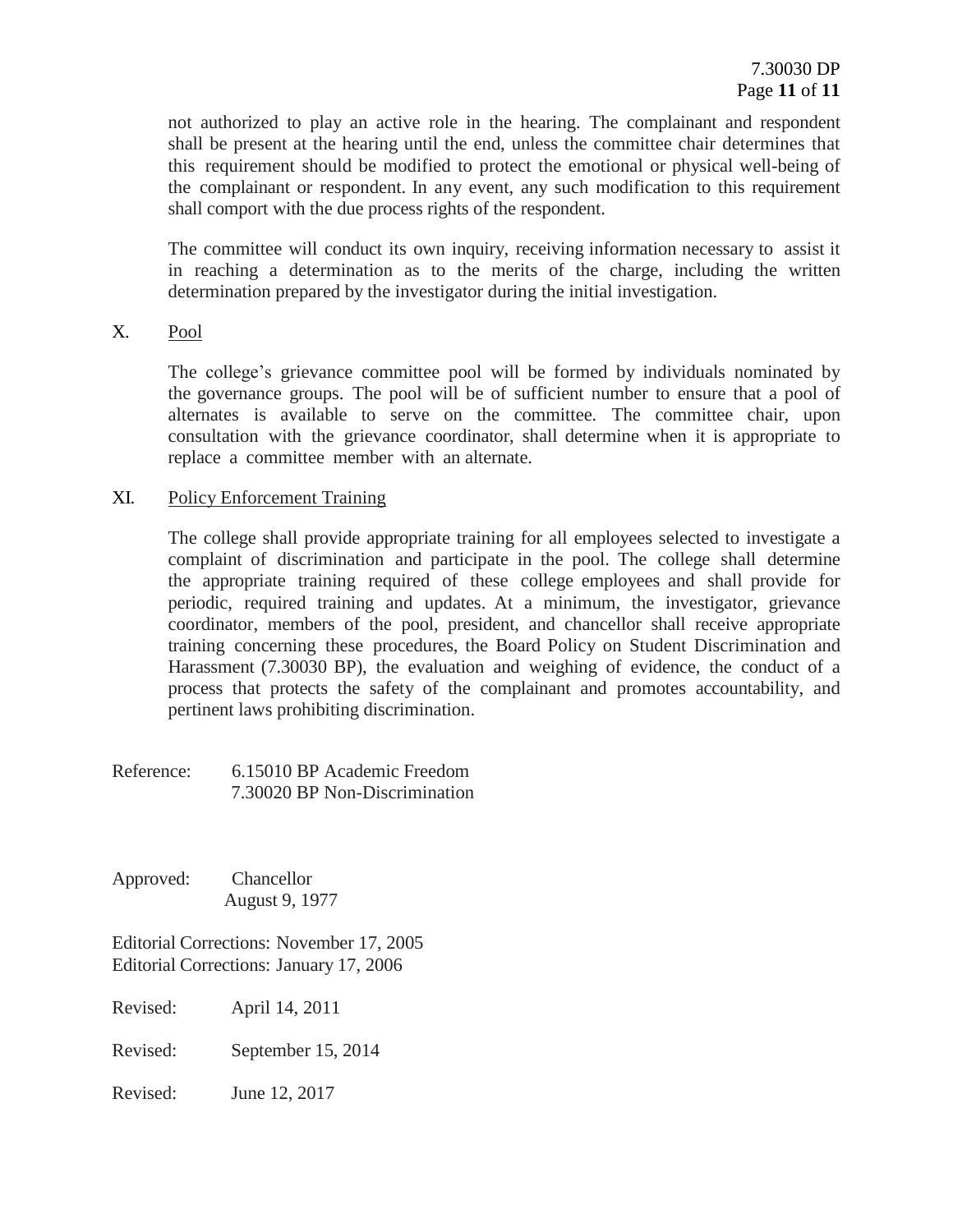not authorized to play an active role in the hearing. The complainant and respondent shall be present at the hearing until the end, unless the committee chair determines that this requirement should be modified to protect the emotional or physical well-being of the complainant or respondent. In any event, any such modification to this requirement shall comport with the due process rights of the respondent.

The committee will conduct its own inquiry, receiving information necessary to assist it in reaching a determination as to the merits of the charge, including the written determination prepared by the investigator during the initial investigation.

X. Pool

The college's grievance committee pool will be formed by individuals nominated by the governance groups. The pool will be of sufficient number to ensure that a pool of alternates is available to serve on the committee. The committee chair, upon consultation with the grievance coordinator, shall determine when it is appropriate to replace a committee member with an alternate.

XI. Policy Enforcement Training

The college shall provide appropriate training for all employees selected to investigate a complaint of discrimination and participate in the pool. The college shall determine the appropriate training required of these college employees and shall provide for periodic, required training and updates. At a minimum, the investigator, grievance coordinator, members of the pool, president, and chancellor shall receive appropriate training concerning these procedures, the Board Policy on Student Discrimination and Harassment (7.30030 BP), the evaluation and weighing of evidence, the conduct of a process that protects the safety of the complainant and promotes accountability, and pertinent laws prohibiting discrimination.

Reference: 6.15010 BP Academic Freedom
7.30020 BP Non-Discrimination

Approved: Chancellor
August 9, 1977

Editorial Corrections: November 17, 2005
Editorial Corrections: January 17, 2006

Revised: April 14, 2011

Revised: September 15, 2014

Revised: June 12, 2017